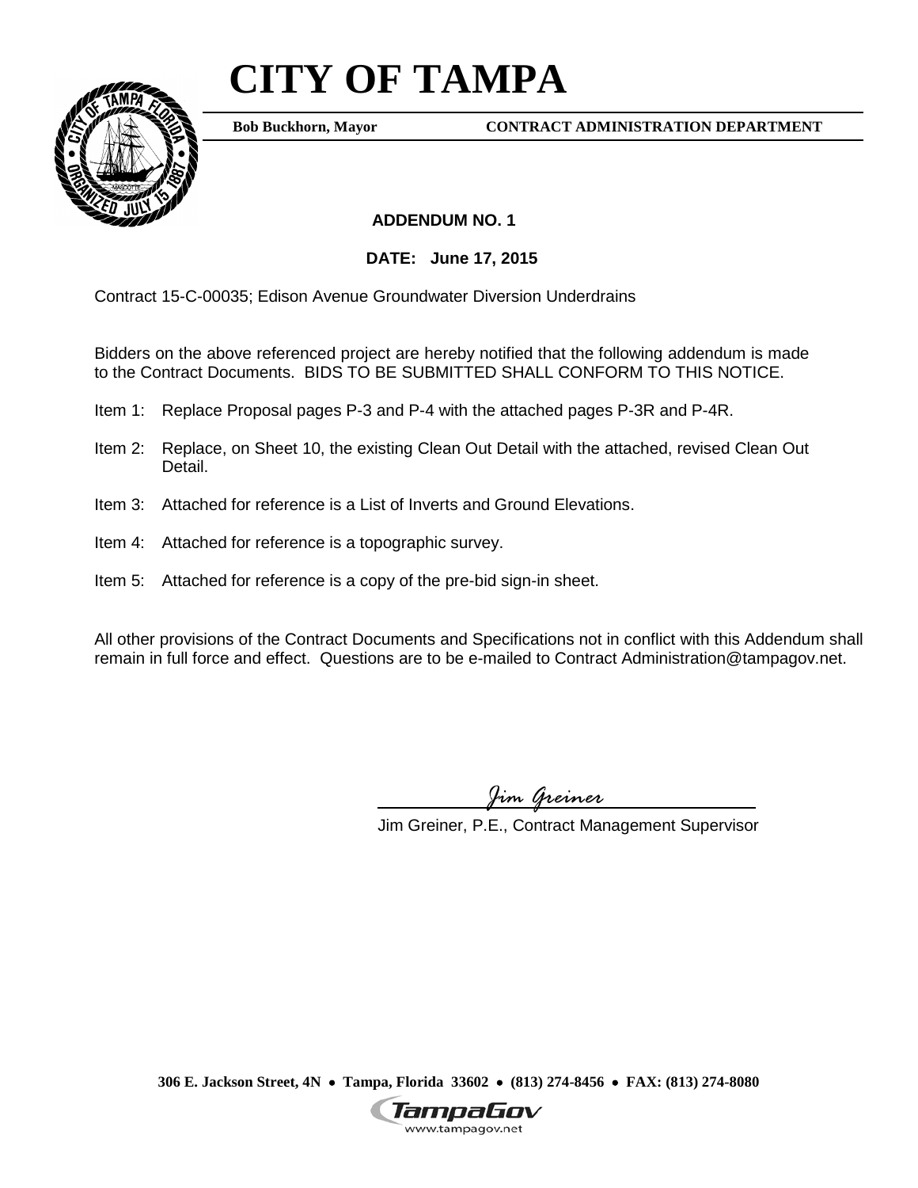# CITY OF TAMPA

**Bob Buckhorn, Mayor** **CONTRACT ADMINISTRATION DEPARTMENT**

**ADDENDUM NO. 1**

**DATE: June 17, 2015**

Contract 15-C-00035; Edison Avenue Groundwater Diversion Underdrains

Bidders on the above referenced project are hereby notified that the following addendum is made to the Contract Documents. BIDS TO BE SUBMITTED SHALL CONFORM TO THIS NOTICE.

Item 1: Replace Proposal pages P-3 and P-4 with the attached pages P-3R and P-4R.

Item 2: Replace, on Sheet 10, the existing Clean Out Detail with the attached, revised Clean Out Detail.

Item 3: Attached for reference is a List of Inverts and Ground Elevations.

Item 4: Attached for reference is a topographic survey.

Item 5: Attached for reference is a copy of the pre-bid sign-in sheet.

All other provisions of the Contract Documents and Specifications not in conflict with this Addendum shall remain in full force and effect. Questions are to be e-mailed to Contract Administration@tampagov.net.

*Jim Greiner*

Jim Greiner, P.E., Contract Management Supervisor

**306 E. Jackson Street, 4N • Tampa, Florida 33602 • (813) 274-8456 • FAX: (813) 274-8080**

TampaGov
www.tampagov.net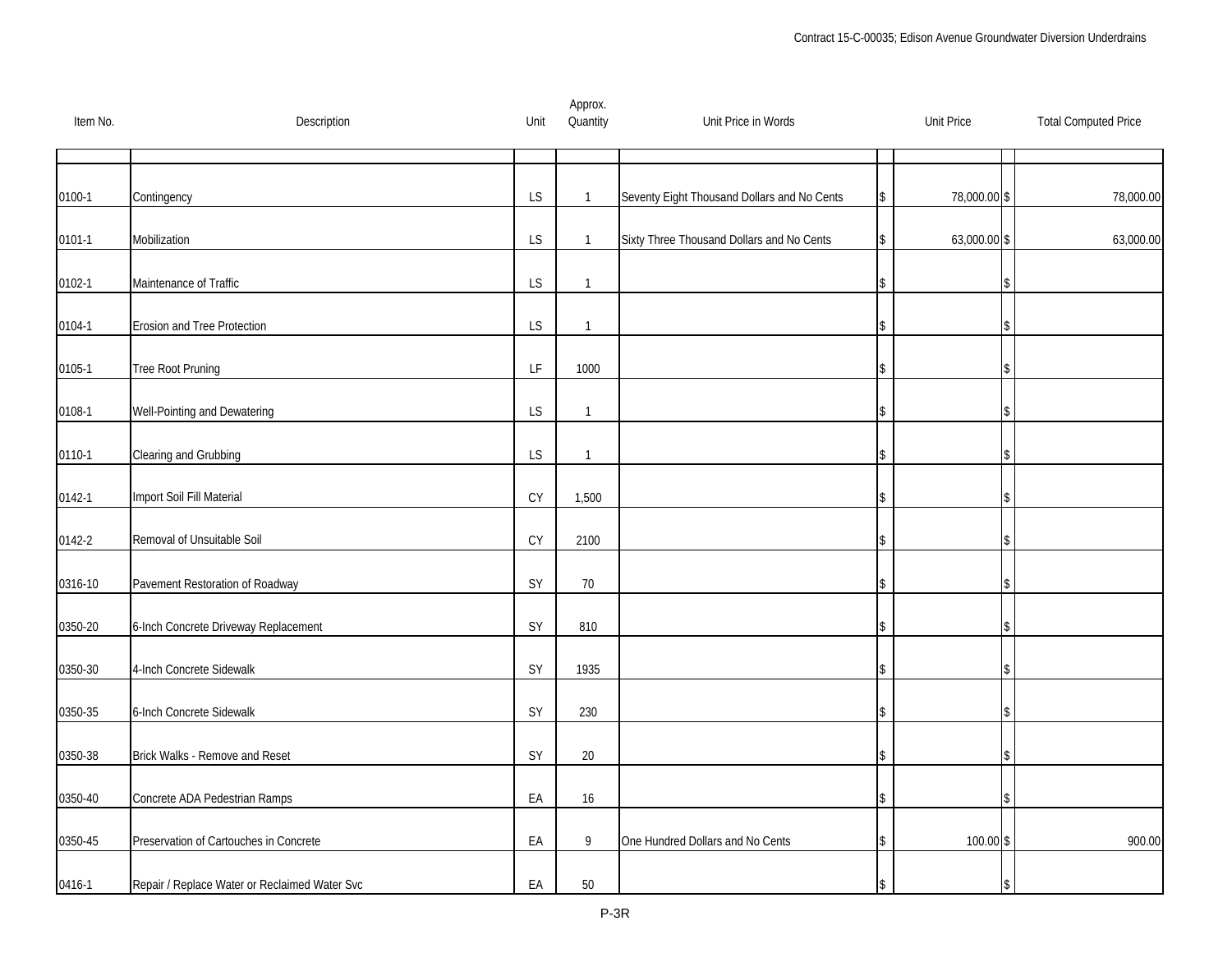| Item No. | Description | Unit | Approx. Quantity | Unit Price in Words | Unit Price | Total Computed Price |
|---|---|---|---|---|---|---|
| 0100-1 | Contingency | LS | 1 | Seventy Eight Thousand Dollars and No Cents | $ 78,000.00 | $ 78,000.00 |
| 0101-1 | Mobilization | LS | 1 | Sixty Three Thousand Dollars and No Cents | $ 63,000.00 | $ 63,000.00 |
| 0102-1 | Maintenance of Traffic | LS | 1 | | $ | $ |
| 0104-1 | Erosion and Tree Protection | LS | 1 | | $ | $ |
| 0105-1 | Tree Root Pruning | LF | 1000 | | $ | $ |
| 0108-1 | Well-Pointing and Dewatering | LS | 1 | | $ | $ |
| 0110-1 | Clearing and Grubbing | LS | 1 | | $ | $ |
| 0142-1 | Import Soil Fill Material | CY | 1,500 | | $ | $ |
| 0142-2 | Removal of Unsuitable Soil | CY | 2100 | | $ | $ |
| 0316-10 | Pavement Restoration of Roadway | SY | 70 | | $ | $ |
| 0350-20 | 6-Inch Concrete Driveway Replacement | SY | 810 | | $ | $ |
| 0350-30 | 4-Inch Concrete Sidewalk | SY | 1935 | | $ | $ |
| 0350-35 | 6-Inch Concrete Sidewalk | SY | 230 | | $ | $ |
| 0350-38 | Brick Walks - Remove and Reset | SY | 20 | | $ | $ |
| 0350-40 | Concrete ADA Pedestrian Ramps | EA | 16 | | $ | $ |
| 0350-45 | Preservation of Cartouches in Concrete | EA | 9 | One Hundred Dollars and No Cents | $ 100.00 | $ 900.00 |
| 0416-1 | Repair / Replace Water or Reclaimed Water Svc | EA | 50 | | $ | $ |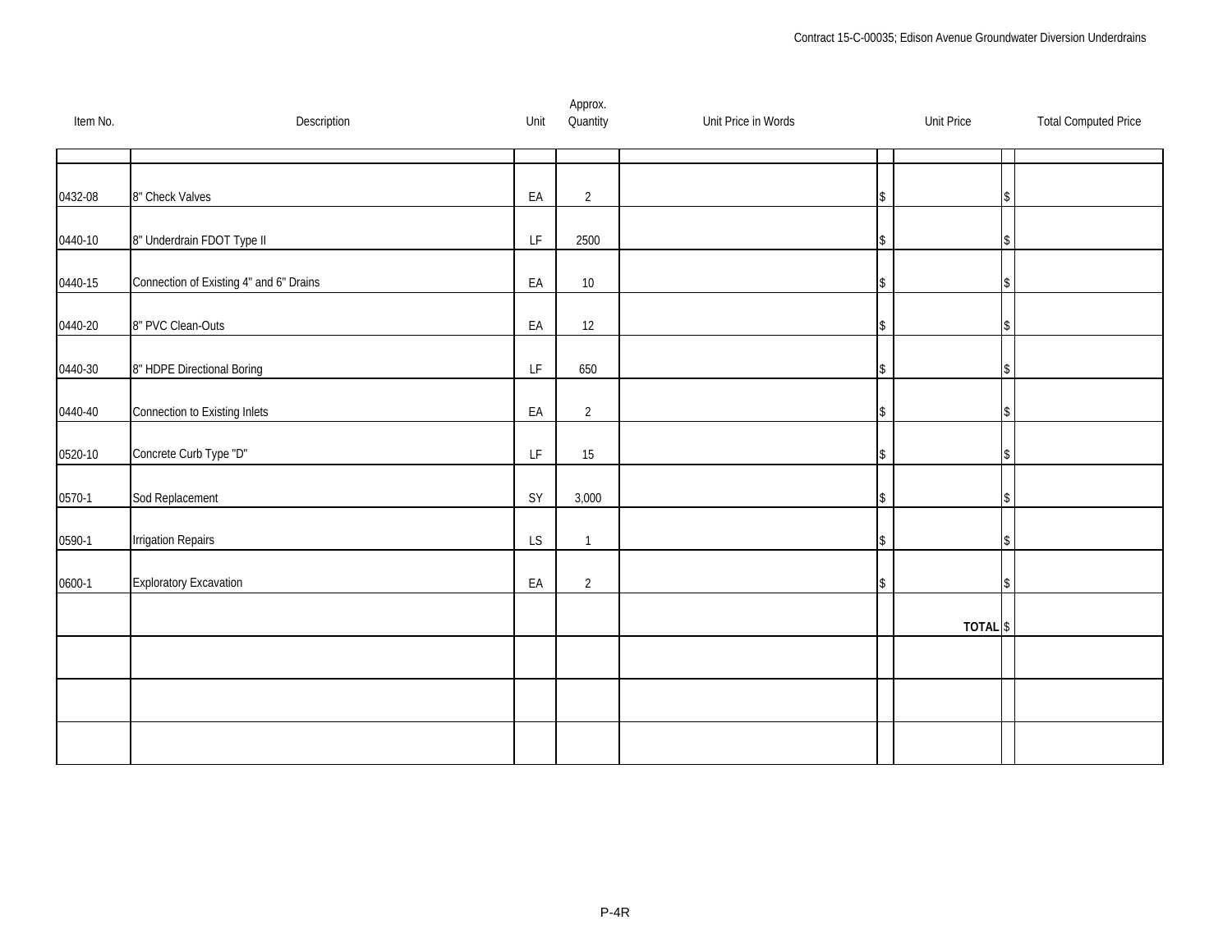| Item No. | Description | Unit | Approx. Quantity | Unit Price in Words | Unit Price | Total Computed Price |
|---|---|---|---|---|---|---|
| | | | | | | |
| 0432-08 | 8" Check Valves | EA | 2 | | $ | $ |
| 0440-10 | 8" Underdrain FDOT Type II | LF | 2500 | | $ | $ |
| 0440-15 | Connection of Existing 4" and 6" Drains | EA | 10 | | $ | $ |
| 0440-20 | 8" PVC Clean-Outs | EA | 12 | | $ | $ |
| 0440-30 | 8" HDPE Directional Boring | LF | 650 | | $ | $ |
| 0440-40 | Connection to Existing Inlets | EA | 2 | | $ | $ |
| 0520-10 | Concrete Curb Type "D" | LF | 15 | | $ | $ |
| 0570-1 | Sod Replacement | SY | 3,000 | | $ | $ |
| 0590-1 | Irrigation Repairs | LS | 1 | | $ | $ |
| 0600-1 | Exploratory Excavation | EA | 2 | | $ | $ |
| | | | | | **TOTAL** | $ |
| | | | | | | |
| | | | | | | |
| | | | | | | |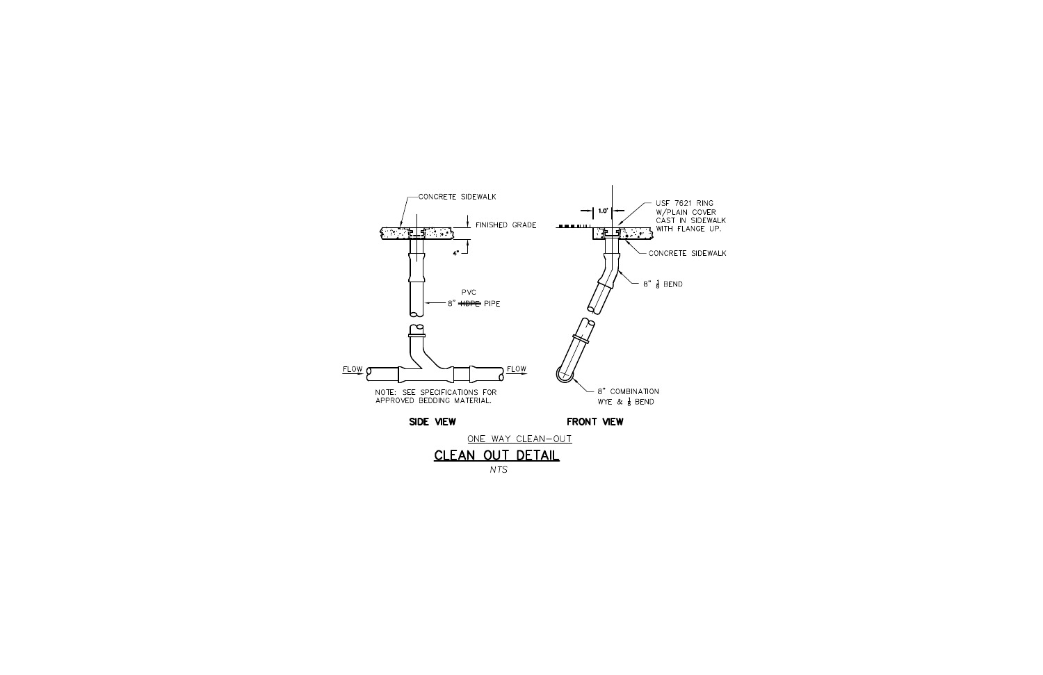CONCRETE SIDEWALK

FINISHED GRADE

4"

PVC
8" ~~HDPE~~ PIPE

FLOW

FLOW

NOTE: SEE SPECIFICATIONS FOR APPROVED BEDDING MATERIAL.

**SIDE VIEW**

1.0'

USF 7621 RING W/PLAIN COVER CAST IN SIDEWALK WITH FLANGE UP.

CONCRETE SIDEWALK

8" $\frac{1}{8}$ BEND

8" COMBINATION WYE & $\frac{1}{8}$ BEND

**FRONT VIEW**

ONE WAY CLEAN–OUT

# CLEAN OUT DETAIL

*NTS*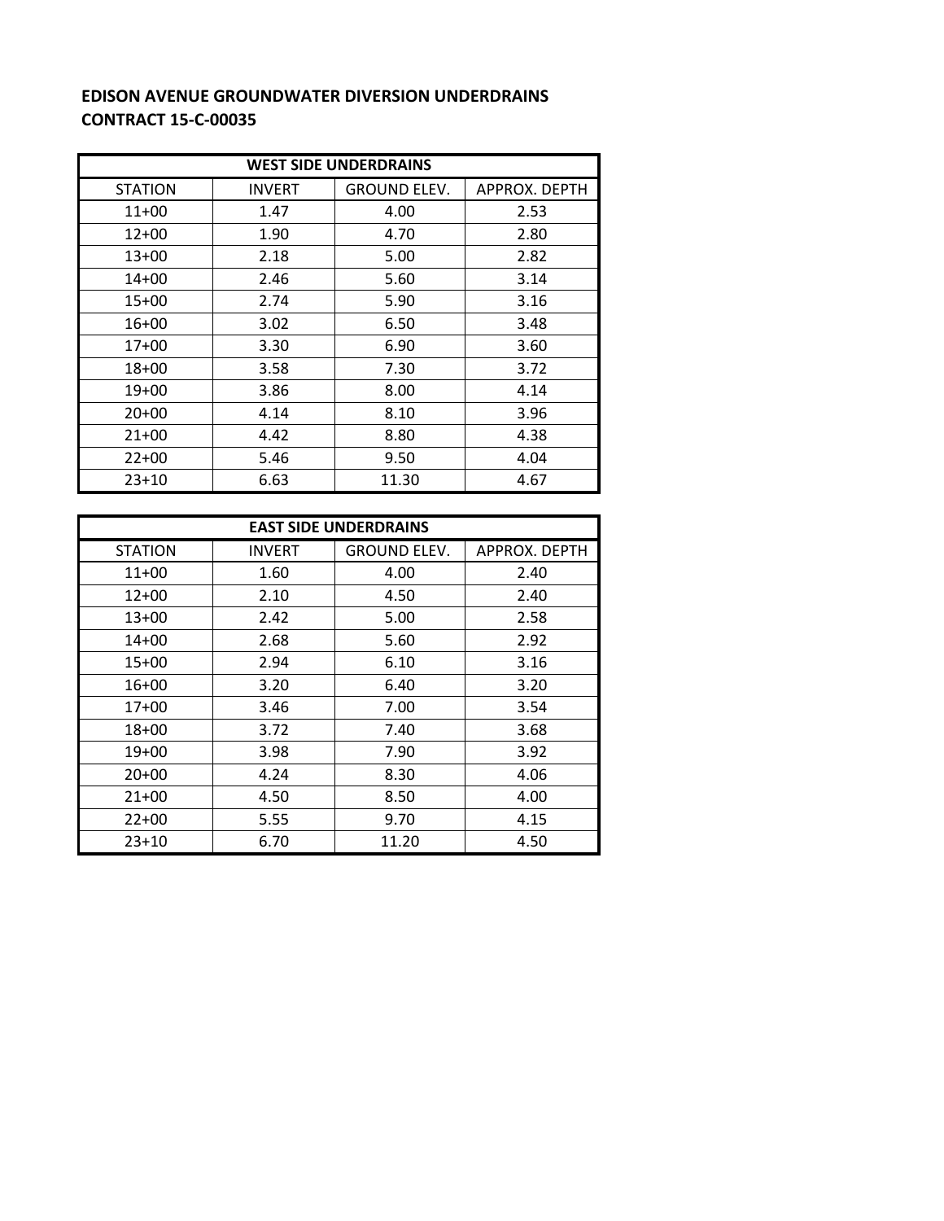**EDISON AVENUE GROUNDWATER DIVERSION UNDERDRAINS**
**CONTRACT 15-C-00035**

| WEST SIDE UNDERDRAINS | | | |
|---|---|---|---|
| STATION | INVERT | GROUND ELEV. | APPROX. DEPTH |
| 11+00 | 1.47 | 4.00 | 2.53 |
| 12+00 | 1.90 | 4.70 | 2.80 |
| 13+00 | 2.18 | 5.00 | 2.82 |
| 14+00 | 2.46 | 5.60 | 3.14 |
| 15+00 | 2.74 | 5.90 | 3.16 |
| 16+00 | 3.02 | 6.50 | 3.48 |
| 17+00 | 3.30 | 6.90 | 3.60 |
| 18+00 | 3.58 | 7.30 | 3.72 |
| 19+00 | 3.86 | 8.00 | 4.14 |
| 20+00 | 4.14 | 8.10 | 3.96 |
| 21+00 | 4.42 | 8.80 | 4.38 |
| 22+00 | 5.46 | 9.50 | 4.04 |
| 23+10 | 6.63 | 11.30 | 4.67 |

| EAST SIDE UNDERDRAINS | | | |
|---|---|---|---|
| STATION | INVERT | GROUND ELEV. | APPROX. DEPTH |
| 11+00 | 1.60 | 4.00 | 2.40 |
| 12+00 | 2.10 | 4.50 | 2.40 |
| 13+00 | 2.42 | 5.00 | 2.58 |
| 14+00 | 2.68 | 5.60 | 2.92 |
| 15+00 | 2.94 | 6.10 | 3.16 |
| 16+00 | 3.20 | 6.40 | 3.20 |
| 17+00 | 3.46 | 7.00 | 3.54 |
| 18+00 | 3.72 | 7.40 | 3.68 |
| 19+00 | 3.98 | 7.90 | 3.92 |
| 20+00 | 4.24 | 8.30 | 4.06 |
| 21+00 | 4.50 | 8.50 | 4.00 |
| 22+00 | 5.55 | 9.70 | 4.15 |
| 23+10 | 6.70 | 11.20 | 4.50 |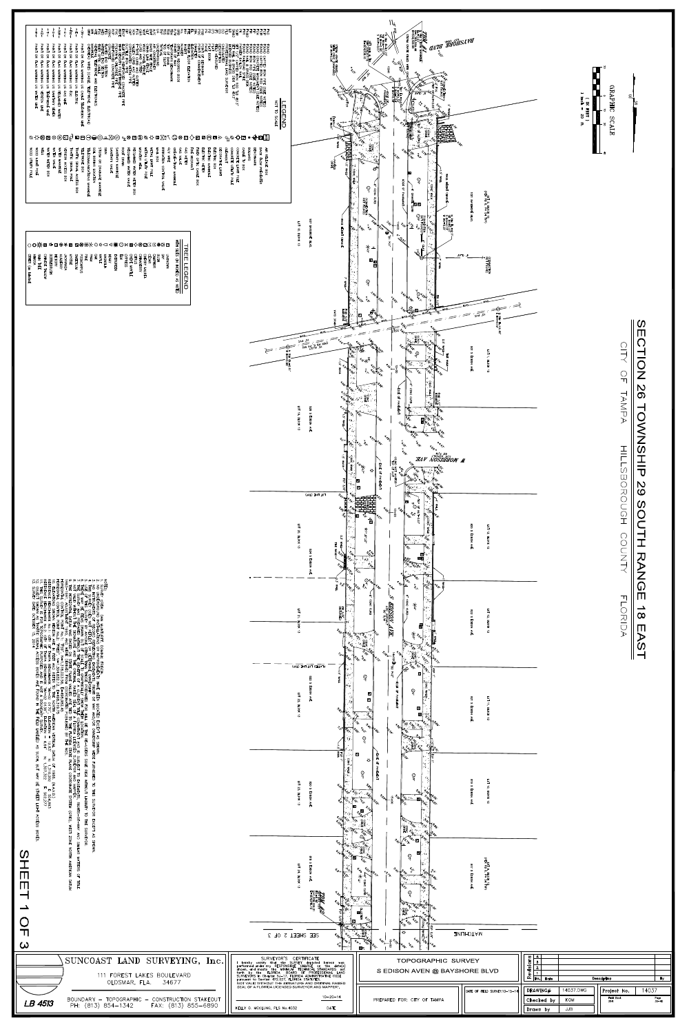# SECTION 26 TOWNSHIP 29 SOUTH RANGE 18 EAST

CITY OF TAMPA HILLSBOROUGH COUNTY FLORIDA

GRAPHIC SCALE

1 inch = 20 ft.

LEGEND

NOT TO SCALE

TREE LEGEND

BAYSHORE BLVD

W MORRISON AVE

S EDISON AVE

MATCHLINE

SEE SHEET 2 OF 3

SHEET 1 OF 3

| SUNCOAST LAND SURVEYING, Inc. | SURVEYOR'S CERTIFICATE | TOPOGRAPHIC SURVEY |
|---|---|---|
| 111 FOREST LAKES BOULEVARD OLDSMAR, FLA. 34677 | I hereby certify that the SURVEY depicted hereon was performed under my "RESPONSIBLE CHARGE" to the details shown, and meets the MINIMUM TECHNICAL STANDARDS set forth by the FLORIDA BOARD OF PROFESSIONAL LAND SURVEYORS in Chapter 5J-17, FLORIDA ADMINISTRATIVE CODE pursuant to Section 472.027, FLORIDA STATUTES. NOT VALID WITHOUT THE SIGNATURE AND ORIGINAL RAISED SEAL OF A FLORIDA LICENSED SURVEYOR AND MAPPER. | S EDISON AVEN @ BAYSHORE BLVD |
| BOUNDARY – TOPOGRAPHIC – CONSTRUCTION STAKEOUT PH: (813) 854-1342 FAX: (813) 855-6890 | 10-20-14 DATE | PREPARED FOR: CITY OF TAMPA |
| LB 4513 | KELLY G. MCCLUNG, PLS No.4032 | DATE OF FIELD SURVEY 10-15-14 |

| DRAWING# | 14037.DWG | Project No. | 14037 |
|---|---|---|---|
| Checked by | KGM | Field Book 294 | Page 33-40 |
| Drawn by | AJB | | |

| Revisions | | | |
|---|---|---|---|
| No. | Date | Description | By |
| 1 | | | |
| 2 | | | |
| 3 | | | |
| 4 | | | |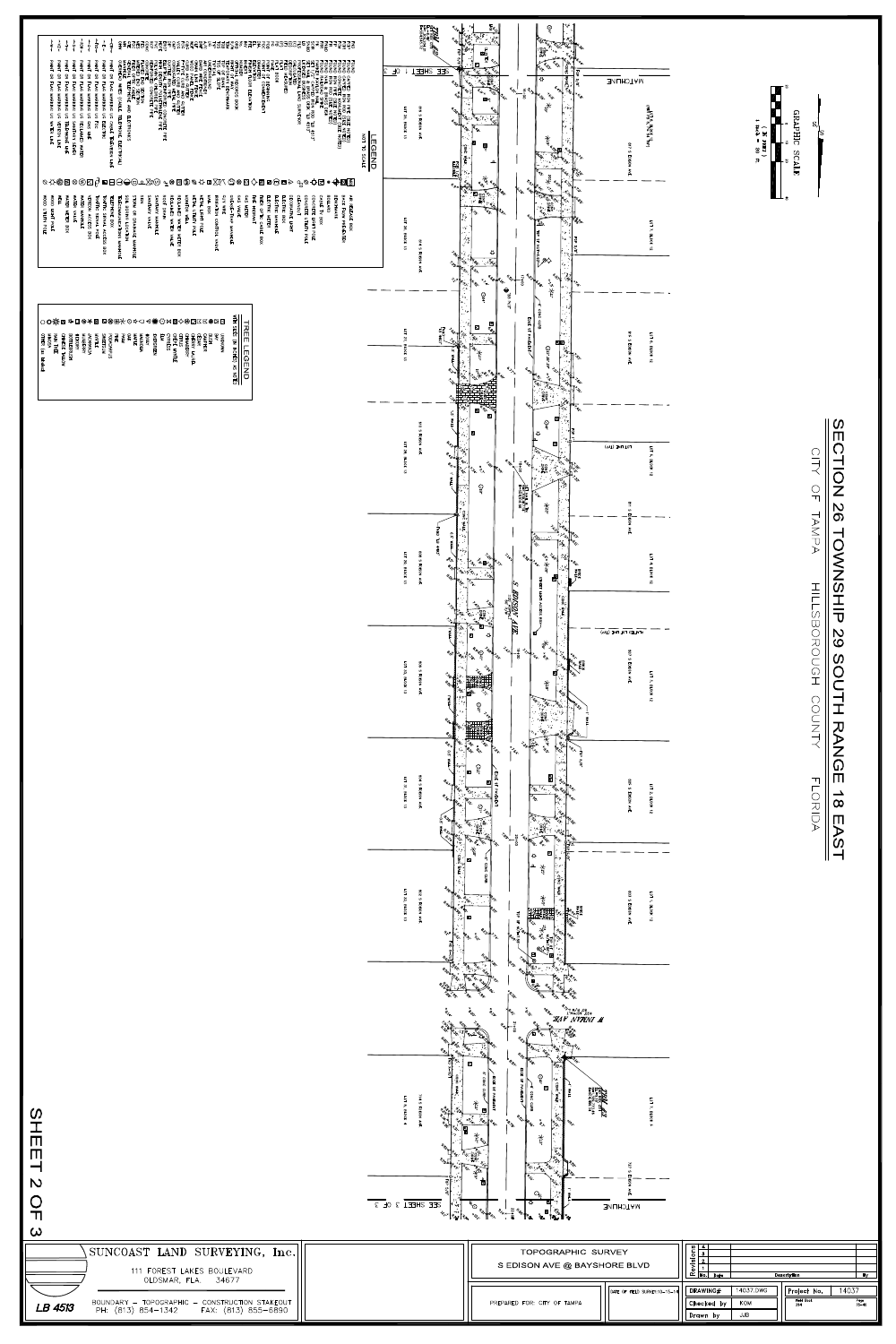# SECTION 26 TOWNSHIP 29 SOUTH RANGE 18 EAST

CITY OF TAMPA HILLSBOROUGH COUNTY FLORIDA

GRAPHIC SCALE

1 inch = 20 ft.

## LEGEND

NOT TO SCALE

## TREE LEGEND

WITH SIZE (IN INCHES) AS NOTED

S EDISON AVE

W INDIAN AVE

MATCHLINE SEE SHEET 1 OF 3

MATCHLINE SEE SHEET 3 OF 3

SHEET 2 OF 3

**SUNCOAST LAND SURVEYING, Inc.**

111 FOREST LAKES BOULEVARD
OLDSMAR, FLA. 34677

BOUNDARY – TOPOGRAPHIC – CONSTRUCTION STAKEOUT
PH: (813) 854-1342 FAX: (813) 855-6890

LB 4513

TOPOGRAPHIC SURVEY
S EDISON AVE @ BAYSHORE BLVD

PREPARED FOR: CITY OF TAMPA

| Revisions | No. | Date | Description | By |
|---|---|---|---|---|
| | A | | | |
| | 2 | | | |
| | 3 | | | |

| | | | |
|---|---|---|---|
| DRAWING# | 14037.DWG | Project No. | 14037 |
| Checked by | KOM | Field Book 294 | Page 15-46 |
| Drawn by | JJB | | |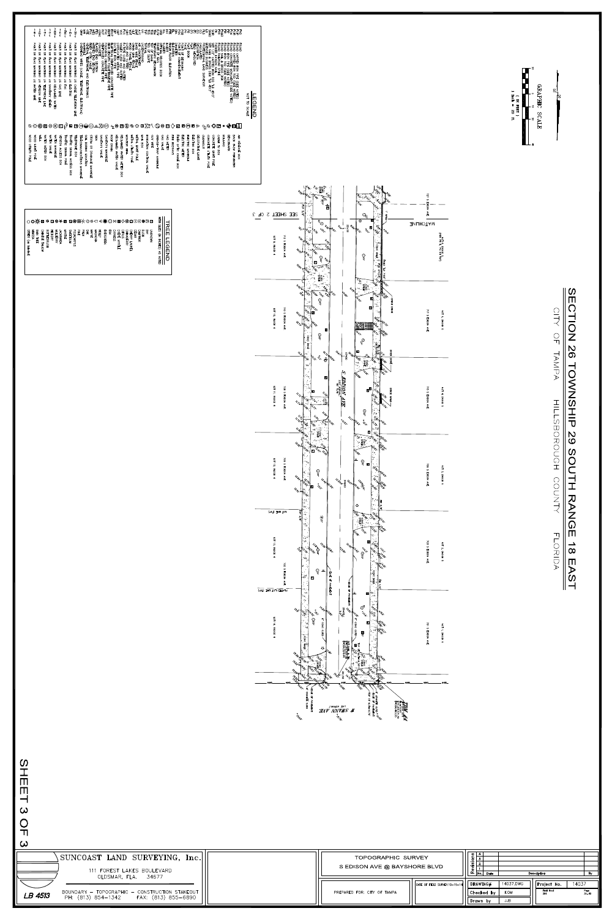# SECTION 26 TOWNSHIP 29 SOUTH RANGE 18 EAST

CITY OF TAMPA HILLSBOROUGH COUNTY FLORIDA

GRAPHIC SCALE

( IN FEET )
1 inch = 20 ft.

MATCHLINE

SEE SHEET 2 OF 3

S EDISON AVE

W SWANN AVE

## LEGEND

NOT TO SCALE

## TREE LEGEND

SHEET 3 OF 3

| SUNCOAST LAND SURVEYING, Inc. | TOPOGRAPHIC SURVEY |
|---|---|
| 111 FOREST LAKES BOULEVARD OLDSMAR, FLA. 34677 | S EDISON AVE @ BAYSHORE BLVD |
| BOUNDARY – TOPOGRAPHIC – CONSTRUCTION STAKEOUT | PREPARED FOR: CITY OF TAMPA |
| PH: (813) 854-1342 FAX: (813) 855-6890 | DATE OF FIELD SURVEY 10-15-14 |
| LB 4513 | |

| Revisions | No. | Date | Description | By |
|---|---|---|---|---|
| | | | | |

| DRAWING# | 14037.DWG | Project No. | 14037 |
|---|---|---|---|
| Checked by | KOM | | |
| Drawn by | JJB | | |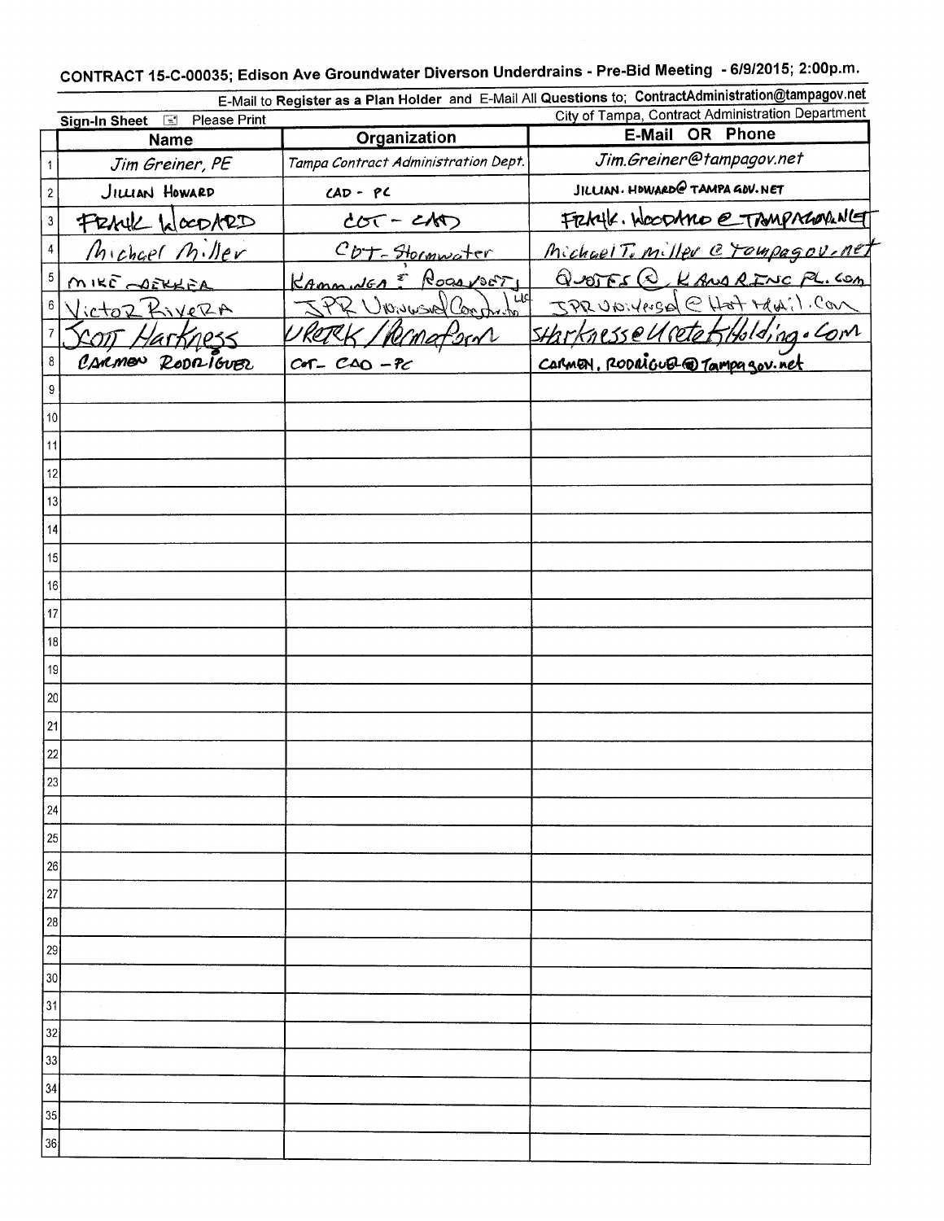## CONTRACT 15-C-00035; Edison Ave Groundwater Diverson Underdrains - Pre-Bid Meeting - 6/9/2015; 2:00p.m.

E-Mail to **Register as a Plan Holder** and E-Mail All **Questions** to; **ContractAdministration@tampagov.net**

**Sign-In Sheet** Please Print — City of Tampa, Contract Administration Department

| | Name | Organization | E-Mail OR Phone |
|---|---|---|---|
| 1 | Jim Greiner, PE | Tampa Contract Administration Dept. | Jim.Greiner@tampagov.net |
| 2 | JILLIAN HOWARD | CAD - PC | JILLIAN.HOWARD@TAMPAGOV.NET |
| 3 | FRANK WOODARD | COT - CAD | FRANK.WOODARD@TAMPAGOV.NET |
| 4 | Michael Miller | COT-Stormwater | MichaelT.Miller@tampagov.net |
| 5 | MIKE DEKKER | KAMMINGA & ROODVOETS | QUOTES@KANDRINC FL.COM |
| 6 | Victor Rivera | JPR Universal Construction LLC | JPRUniversal@Hotmail.com |
| 7 | Scott Harkness | URETEK/Permaform | sharkness@uretekholding.com |
| 8 | CARMEN RODRIGUEZ | COT - CAD - PC | CARMEN.RODRIGUEZ@Tampagov.net |
| 9 | | | |
| 10 | | | |
| 11 | | | |
| 12 | | | |
| 13 | | | |
| 14 | | | |
| 15 | | | |
| 16 | | | |
| 17 | | | |
| 18 | | | |
| 19 | | | |
| 20 | | | |
| 21 | | | |
| 22 | | | |
| 23 | | | |
| 24 | | | |
| 25 | | | |
| 26 | | | |
| 27 | | | |
| 28 | | | |
| 29 | | | |
| 30 | | | |
| 31 | | | |
| 32 | | | |
| 33 | | | |
| 34 | | | |
| 35 | | | |
| 36 | | | |